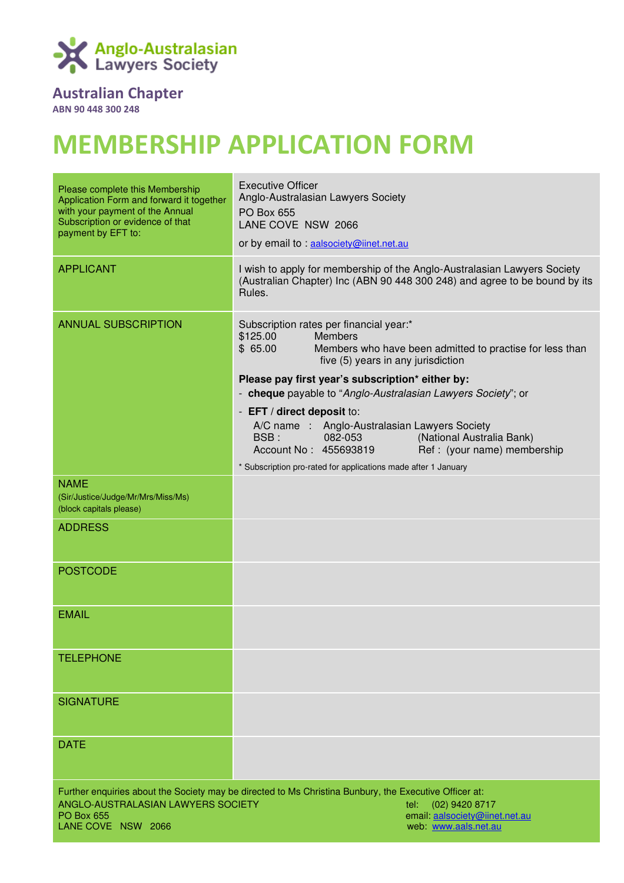Anglo-Australasian Lawyers Society

## Australian Chapter

ABN 90 448 300 248

# MEMBERSHIP APPLICATION FORM

| | |
|---|---|
| Please complete this Membership Application Form and forward it together with your payment of the Annual Subscription or evidence of that payment by EFT to: | Executive Officer<br>Anglo-Australasian Lawyers Society<br>PO Box 655<br>LANE COVE NSW 2066<br>or by email to : aalsociety@iinet.net.au |
| APPLICANT | I wish to apply for membership of the Anglo-Australasian Lawyers Society (Australian Chapter) Inc (ABN 90 448 300 248) and agree to be bound by its Rules. |
| ANNUAL SUBSCRIPTION | Subscription rates per financial year:*<br>$125.00 Members<br>$ 65.00 Members who have been admitted to practise for less than five (5) years in any jurisdiction<br>**Please pay first year's subscription* either by:**<br>- **cheque** payable to "*Anglo-Australasian Lawyers Society*"; or<br>- **EFT** / **direct deposit** to:<br>A/C name : Anglo-Australasian Lawyers Society<br>BSB : 082-053 (National Australia Bank)<br>Account No : 455693819 Ref : (your name) membership<br>* Subscription pro-rated for applications made after 1 January |
| NAME<br>(Sir/Justice/Judge/Mr/Mrs/Miss/Ms)<br>(block capitals please) | |
| ADDRESS | |
| POSTCODE | |
| EMAIL | |
| TELEPHONE | |
| SIGNATURE | |
| DATE | |

Further enquiries about the Society may be directed to Ms Christina Bunbury, the Executive Officer at:

ANGLO-AUSTRALASIAN LAWYERS SOCIETY
PO Box 655
LANE COVE NSW 2066

tel: (02) 9420 8717
email: aalsociety@iinet.net.au
web: www.aals.net.au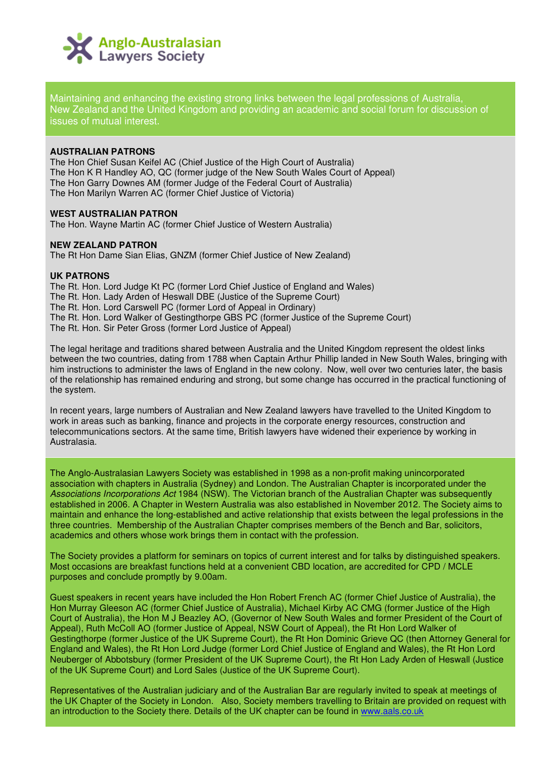Anglo-Australasian Lawyers Society

Maintaining and enhancing the existing strong links between the legal professions of Australia, New Zealand and the United Kingdom and providing an academic and social forum for discussion of issues of mutual interest.

**AUSTRALIAN PATRONS**

The Hon Chief Susan Keifel AC (Chief Justice of the High Court of Australia)
The Hon K R Handley AO, QC (former judge of the New South Wales Court of Appeal)
The Hon Garry Downes AM (former Judge of the Federal Court of Australia)
The Hon Marilyn Warren AC (former Chief Justice of Victoria)

**WEST AUSTRALIAN PATRON**

The Hon. Wayne Martin AC (former Chief Justice of Western Australia)

**NEW ZEALAND PATRON**

The Rt Hon Dame Sian Elias, GNZM (former Chief Justice of New Zealand)

**UK PATRONS**

The Rt. Hon. Lord Judge Kt PC (former Lord Chief Justice of England and Wales)
The Rt. Hon. Lady Arden of Heswall DBE (Justice of the Supreme Court)
The Rt. Hon. Lord Carswell PC (former Lord of Appeal in Ordinary)
The Rt. Hon. Lord Walker of Gestingthorpe GBS PC (former Justice of the Supreme Court)
The Rt. Hon. Sir Peter Gross (former Lord Justice of Appeal)

The legal heritage and traditions shared between Australia and the United Kingdom represent the oldest links between the two countries, dating from 1788 when Captain Arthur Phillip landed in New South Wales, bringing with him instructions to administer the laws of England in the new colony. Now, well over two centuries later, the basis of the relationship has remained enduring and strong, but some change has occurred in the practical functioning of the system.

In recent years, large numbers of Australian and New Zealand lawyers have travelled to the United Kingdom to work in areas such as banking, finance and projects in the corporate energy resources, construction and telecommunications sectors. At the same time, British lawyers have widened their experience by working in Australasia.

The Anglo-Australasian Lawyers Society was established in 1998 as a non-profit making unincorporated association with chapters in Australia (Sydney) and London. The Australian Chapter is incorporated under the *Associations Incorporations Act* 1984 (NSW). The Victorian branch of the Australian Chapter was subsequently established in 2006. A Chapter in Western Australia was also established in November 2012. The Society aims to maintain and enhance the long-established and active relationship that exists between the legal professions in the three countries. Membership of the Australian Chapter comprises members of the Bench and Bar, solicitors, academics and others whose work brings them in contact with the profession.

The Society provides a platform for seminars on topics of current interest and for talks by distinguished speakers. Most occasions are breakfast functions held at a convenient CBD location, are accredited for CPD / MCLE purposes and conclude promptly by 9.00am.

Guest speakers in recent years have included the Hon Robert French AC (former Chief Justice of Australia), the Hon Murray Gleeson AC (former Chief Justice of Australia), Michael Kirby AC CMG (former Justice of the High Court of Australia), the Hon M J Beazley AO, (Governor of New South Wales and former President of the Court of Appeal), Ruth McColl AO (former Justice of Appeal, NSW Court of Appeal), the Rt Hon Lord Walker of Gestingthorpe (former Justice of the UK Supreme Court), the Rt Hon Dominic Grieve QC (then Attorney General for England and Wales), the Rt Hon Lord Judge (former Lord Chief Justice of England and Wales), the Rt Hon Lord Neuberger of Abbotsbury (former President of the UK Supreme Court), the Rt Hon Lady Arden of Heswall (Justice of the UK Supreme Court) and Lord Sales (Justice of the UK Supreme Court).

Representatives of the Australian judiciary and of the Australian Bar are regularly invited to speak at meetings of the UK Chapter of the Society in London. Also, Society members travelling to Britain are provided on request with an introduction to the Society there. Details of the UK chapter can be found in [www.aals.co.uk](www.aals.co.uk)